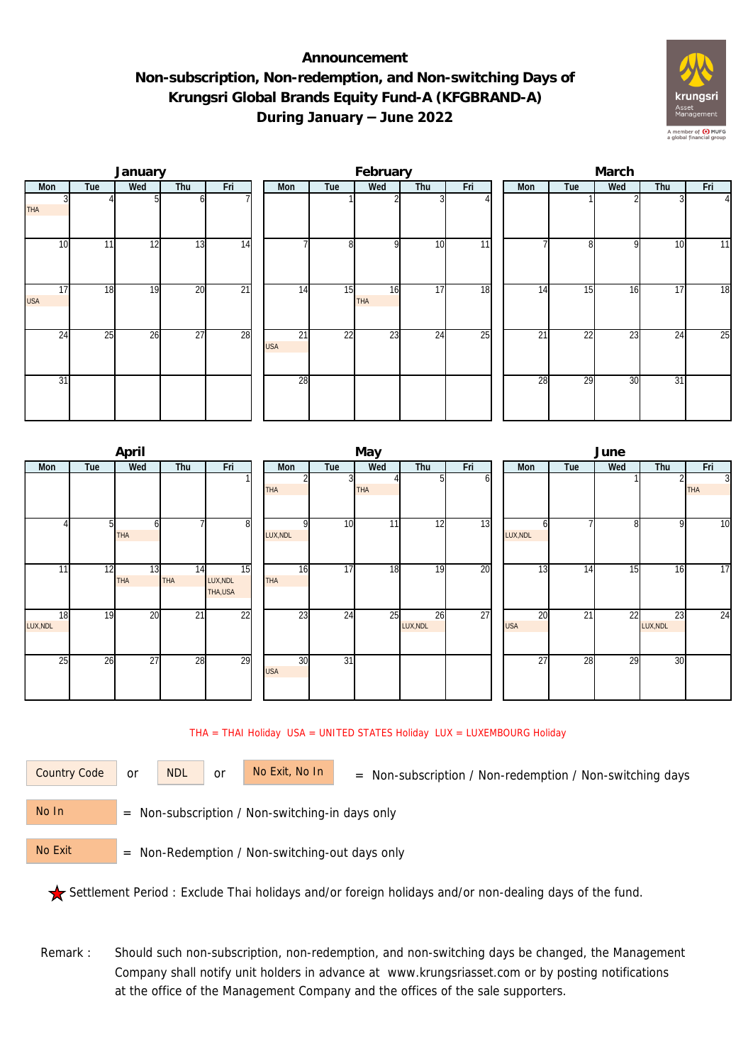# Announcement
## Non-subscription, Non-redemption, and Non-switching Days of Krungsri Global Brands Equity Fund-A (KFGBRAND-A) During January – June 2022

### January

| Mon | Tue | Wed | Thu | Fri |
|---|---|---|---|---|
| 3 THA | 4 | 5 | 6 | 7 |
| 10 | 11 | 12 | 13 | 14 |
| 17 USA | 18 | 19 | 20 | 21 |
| 24 | 25 | 26 | 27 | 28 |
| 31 | | | | |

### February

| Mon | Tue | Wed | Thu | Fri |
|---|---|---|---|---|
| | 1 | 2 | 3 | 4 |
| 7 | 8 | 9 | 10 | 11 |
| 14 | 15 | 16 THA | 17 | 18 |
| 21 USA | 22 | 23 | 24 | 25 |
| 28 | | | | |

### March

| Mon | Tue | Wed | Thu | Fri |
|---|---|---|---|---|
| | 1 | 2 | 3 | 4 |
| 7 | 8 | 9 | 10 | 11 |
| 14 | 15 | 16 | 17 | 18 |
| 21 | 22 | 23 | 24 | 25 |
| 28 | 29 | 30 | 31 | |

### April

| Mon | Tue | Wed | Thu | Fri |
|---|---|---|---|---|
| | | | | 1 |
| 4 | 5 | 6 THA | 7 | 8 |
| 11 | 12 | 13 THA | 14 THA | 15 LUX,NDL THA,USA |
| 18 LUX,NDL | 19 | 20 | 21 | 22 |
| 25 | 26 | 27 | 28 | 29 |

### May

| Mon | Tue | Wed | Thu | Fri |
|---|---|---|---|---|
| 2 THA | 3 | 4 THA | 5 | 6 |
| 9 LUX,NDL | 10 | 11 | 12 | 13 |
| 16 THA | 17 | 18 | 19 | 20 |
| 23 | 24 | 25 | 26 LUX,NDL | 27 |
| 30 USA | 31 | | | |

### June

| Mon | Tue | Wed | Thu | Fri |
|---|---|---|---|---|
| | | 1 | 2 | 3 THA |
| 6 LUX,NDL | 7 | 8 | 9 | 10 |
| 13 | 14 | 15 | 16 | 17 |
| 20 USA | 21 | 22 | 23 LUX,NDL | 24 |
| 27 | 28 | 29 | 30 | |

THA = THAI Holiday USA = UNITED STATES Holiday LUX = LUXEMBOURG Holiday

Country Code or NDL or No Exit, No In = Non-subscription / Non-redemption / Non-switching days

No In = Non-subscription / Non-switching-in days only

No Exit = Non-Redemption / Non-switching-out days only

★ Settlement Period : Exclude Thai holidays and/or foreign holidays and/or non-dealing days of the fund.

Remark : Should such non-subscription, non-redemption, and non-switching days be changed, the Management Company shall notify unit holders in advance at www.krungsriasset.com or by posting notifications at the office of the Management Company and the offices of the sale supporters.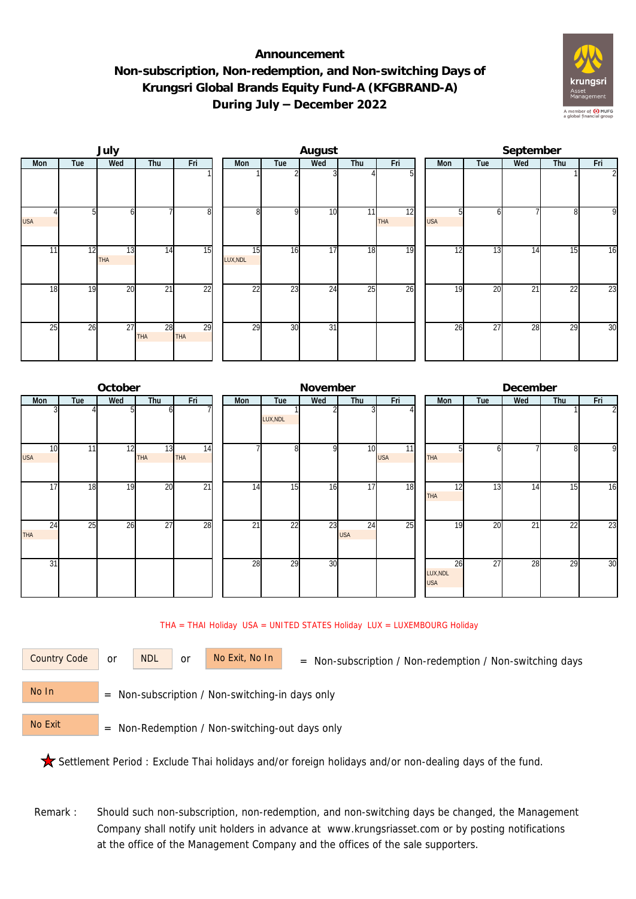**Announcement**
**Non-subscription, Non-redemption, and Non-switching Days of Krungsri Global Brands Equity Fund-A (KFGBRAND-A)**
**During July – December 2022**

### July

| Mon | Tue | Wed | Thu | Fri |
|---|---|---|---|---|
| | | | | 1 |
| 4 USA | 5 | 6 | 7 | 8 |
| 11 | 12 | 13 THA | 14 | 15 |
| 18 | 19 | 20 | 21 | 22 |
| 25 | 26 | 27 | 28 THA | 29 THA |

### August

| Mon | Tue | Wed | Thu | Fri |
|---|---|---|---|---|
| 1 | 2 | 3 | 4 | 5 |
| 8 | 9 | 10 | 11 | 12 THA |
| 15 LUX,NDL | 16 | 17 | 18 | 19 |
| 22 | 23 | 24 | 25 | 26 |
| 29 | 30 | 31 | | |

### September

| Mon | Tue | Wed | Thu | Fri |
|---|---|---|---|---|
| | | | 1 | 2 |
| 5 USA | 6 | 7 | 8 | 9 |
| 12 | 13 | 14 | 15 | 16 |
| 19 | 20 | 21 | 22 | 23 |
| 26 | 27 | 28 | 29 | 30 |

### October

| Mon | Tue | Wed | Thu | Fri |
|---|---|---|---|---|
| 3 | 4 | 5 | 6 | 7 |
| 10 USA | 11 | 12 | 13 THA | 14 THA |
| 17 | 18 | 19 | 20 | 21 |
| 24 THA | 25 | 26 | 27 | 28 |
| 31 | | | | |

### November

| Mon | Tue | Wed | Thu | Fri |
|---|---|---|---|---|
| | 1 LUX,NDL | 2 | 3 | 4 |
| 7 | 8 | 9 | 10 | 11 USA |
| 14 | 15 | 16 | 17 | 18 |
| 21 | 22 | 23 | 24 USA | 25 |
| 28 | 29 | 30 | | |

### December

| Mon | Tue | Wed | Thu | Fri |
|---|---|---|---|---|
| | | | 1 | 2 |
| 5 THA | 6 | 7 | 8 | 9 |
| 12 THA | 13 | 14 | 15 | 16 |
| 19 | 20 | 21 | 22 | 23 |
| 26 LUX,NDL USA | 27 | 28 | 29 | 30 |

THA = THAI Holiday USA = UNITED STATES Holiday LUX = LUXEMBOURG Holiday

Country Code or NDL or No Exit, No In = Non-subscription / Non-redemption / Non-switching days

No In = Non-subscription / Non-switching-in days only

No Exit = Non-Redemption / Non-switching-out days only

★ Settlement Period : Exclude Thai holidays and/or foreign holidays and/or non-dealing days of the fund.

Remark : Should such non-subscription, non-redemption, and non-switching days be changed, the Management Company shall notify unit holders in advance at www.krungsriasset.com or by posting notifications at the office of the Management Company and the offices of the sale supporters.